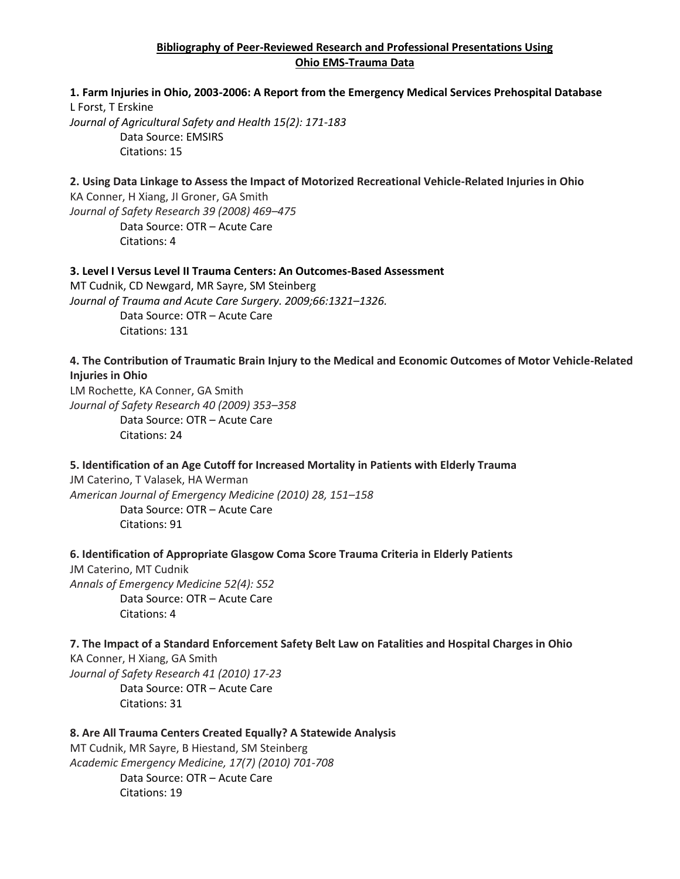# Bibliography of Peer-Reviewed Research and Professional Presentations Using Ohio EMS-Trauma Data

**1. Farm Injuries in Ohio, 2003-2006: A Report from the Emergency Medical Services Prehospital Database**
L Forst, T Erskine
*Journal of Agricultural Safety and Health 15(2): 171-183*
Data Source: EMSIRS
Citations: 15

**2. Using Data Linkage to Assess the Impact of Motorized Recreational Vehicle-Related Injuries in Ohio**
KA Conner, H Xiang, JI Groner, GA Smith
*Journal of Safety Research 39 (2008) 469–475*
Data Source: OTR – Acute Care
Citations: 4

**3. Level I Versus Level II Trauma Centers: An Outcomes-Based Assessment**
MT Cudnik, CD Newgard, MR Sayre, SM Steinberg
*Journal of Trauma and Acute Care Surgery. 2009;66:1321–1326.*
Data Source: OTR – Acute Care
Citations: 131

**4. The Contribution of Traumatic Brain Injury to the Medical and Economic Outcomes of Motor Vehicle-Related Injuries in Ohio**
LM Rochette, KA Conner, GA Smith
*Journal of Safety Research 40 (2009) 353–358*
Data Source: OTR – Acute Care
Citations: 24

**5. Identification of an Age Cutoff for Increased Mortality in Patients with Elderly Trauma**
JM Caterino, T Valasek, HA Werman
*American Journal of Emergency Medicine (2010) 28, 151–158*
Data Source: OTR – Acute Care
Citations: 91

**6. Identification of Appropriate Glasgow Coma Score Trauma Criteria in Elderly Patients**
JM Caterino, MT Cudnik
*Annals of Emergency Medicine 52(4): S52*
Data Source: OTR – Acute Care
Citations: 4

**7. The Impact of a Standard Enforcement Safety Belt Law on Fatalities and Hospital Charges in Ohio**
KA Conner, H Xiang, GA Smith
*Journal of Safety Research 41 (2010) 17-23*
Data Source: OTR – Acute Care
Citations: 31

**8. Are All Trauma Centers Created Equally? A Statewide Analysis**
MT Cudnik, MR Sayre, B Hiestand, SM Steinberg
*Academic Emergency Medicine, 17(7) (2010) 701-708*
Data Source: OTR – Acute Care
Citations: 19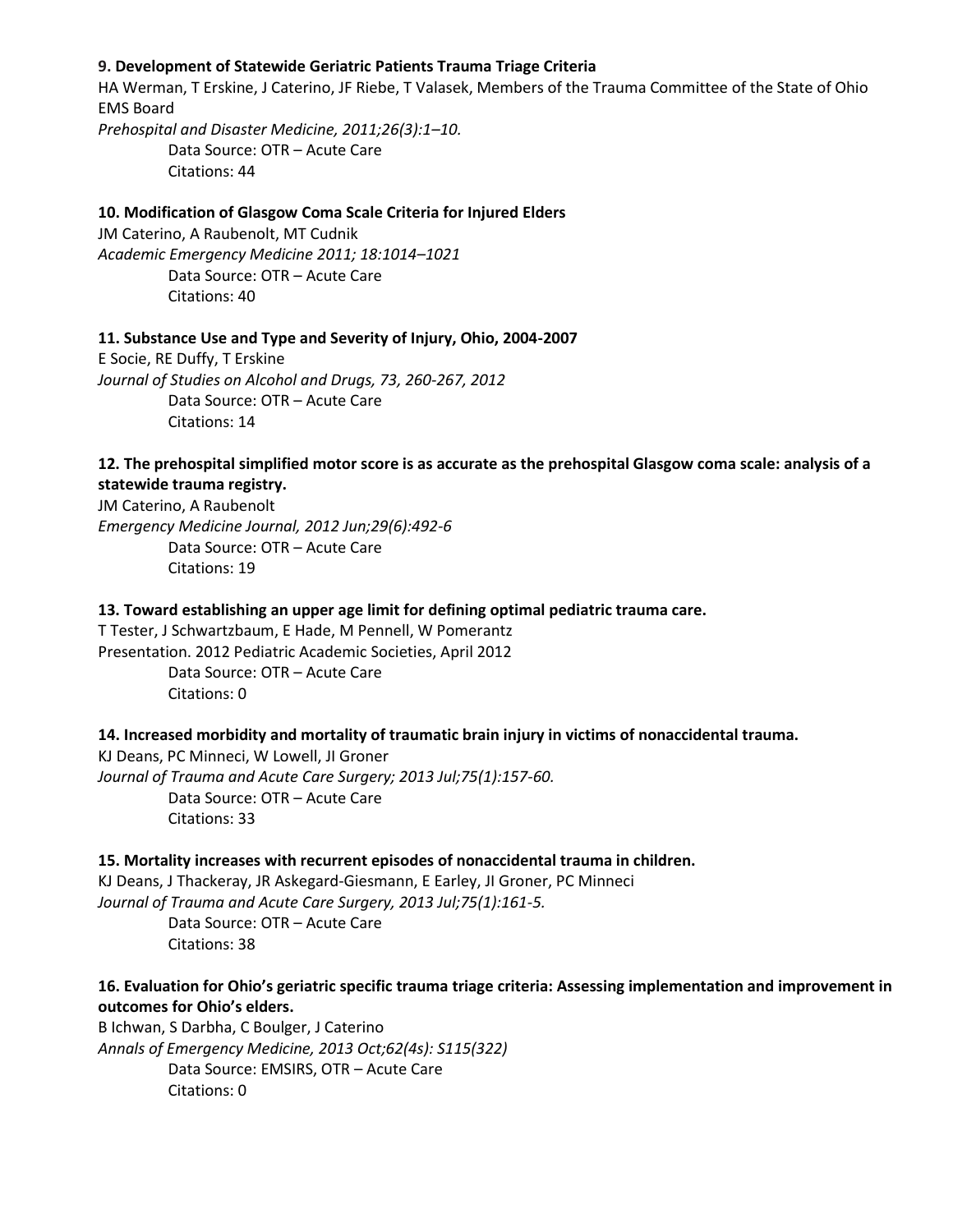**9. Development of Statewide Geriatric Patients Trauma Triage Criteria**

HA Werman, T Erskine, J Caterino, JF Riebe, T Valasek, Members of the Trauma Committee of the State of Ohio EMS Board

*Prehospital and Disaster Medicine, 2011;26(3):1–10.*

Data Source: OTR – Acute Care

Citations: 44

**10. Modification of Glasgow Coma Scale Criteria for Injured Elders**

JM Caterino, A Raubenolt, MT Cudnik

*Academic Emergency Medicine 2011; 18:1014–1021*

Data Source: OTR – Acute Care

Citations: 40

**11. Substance Use and Type and Severity of Injury, Ohio, 2004-2007**

E Socie, RE Duffy, T Erskine

*Journal of Studies on Alcohol and Drugs, 73, 260-267, 2012*

Data Source: OTR – Acute Care

Citations: 14

**12. The prehospital simplified motor score is as accurate as the prehospital Glasgow coma scale: analysis of a statewide trauma registry.**

JM Caterino, A Raubenolt

*Emergency Medicine Journal, 2012 Jun;29(6):492-6*

Data Source: OTR – Acute Care

Citations: 19

**13. Toward establishing an upper age limit for defining optimal pediatric trauma care.**

T Tester, J Schwartzbaum, E Hade, M Pennell, W Pomerantz

Presentation. 2012 Pediatric Academic Societies, April 2012

Data Source: OTR – Acute Care

Citations: 0

**14. Increased morbidity and mortality of traumatic brain injury in victims of nonaccidental trauma.**

KJ Deans, PC Minneci, W Lowell, JI Groner

*Journal of Trauma and Acute Care Surgery; 2013 Jul;75(1):157-60.*

Data Source: OTR – Acute Care

Citations: 33

**15. Mortality increases with recurrent episodes of nonaccidental trauma in children.**

KJ Deans, J Thackeray, JR Askegard-Giesmann, E Earley, JI Groner, PC Minneci

*Journal of Trauma and Acute Care Surgery, 2013 Jul;75(1):161-5.*

Data Source: OTR – Acute Care

Citations: 38

**16. Evaluation for Ohio's geriatric specific trauma triage criteria: Assessing implementation and improvement in outcomes for Ohio's elders.**

B Ichwan, S Darbha, C Boulger, J Caterino

*Annals of Emergency Medicine, 2013 Oct;62(4s): S115(322)*

Data Source: EMSIRS, OTR – Acute Care

Citations: 0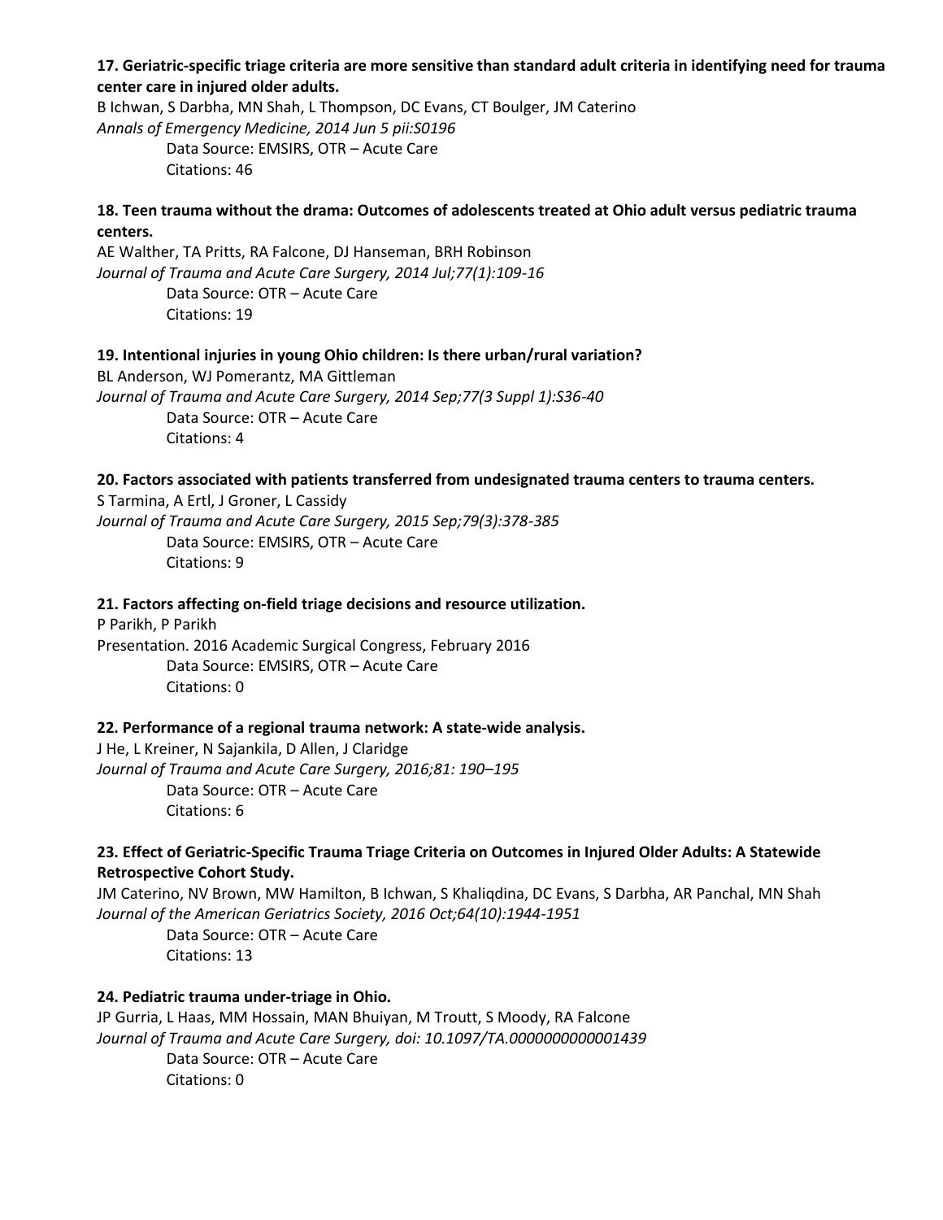**17. Geriatric-specific triage criteria are more sensitive than standard adult criteria in identifying need for trauma center care in injured older adults.**

B Ichwan, S Darbha, MN Shah, L Thompson, DC Evans, CT Boulger, JM Caterino

*Annals of Emergency Medicine, 2014 Jun 5 pii:S0196*

Data Source: EMSIRS, OTR – Acute Care

Citations: 46

**18. Teen trauma without the drama: Outcomes of adolescents treated at Ohio adult versus pediatric trauma centers.**

AE Walther, TA Pritts, RA Falcone, DJ Hanseman, BRH Robinson

*Journal of Trauma and Acute Care Surgery, 2014 Jul;77(1):109-16*

Data Source: OTR – Acute Care

Citations: 19

**19. Intentional injuries in young Ohio children: Is there urban/rural variation?**

BL Anderson, WJ Pomerantz, MA Gittleman

*Journal of Trauma and Acute Care Surgery, 2014 Sep;77(3 Suppl 1):S36-40*

Data Source: OTR – Acute Care

Citations: 4

**20. Factors associated with patients transferred from undesignated trauma centers to trauma centers.**

S Tarmina, A Ertl, J Groner, L Cassidy

*Journal of Trauma and Acute Care Surgery, 2015 Sep;79(3):378-385*

Data Source: EMSIRS, OTR – Acute Care

Citations: 9

**21. Factors affecting on-field triage decisions and resource utilization.**

P Parikh, P Parikh

Presentation. 2016 Academic Surgical Congress, February 2016

Data Source: EMSIRS, OTR – Acute Care

Citations: 0

**22. Performance of a regional trauma network: A state-wide analysis.**

J He, L Kreiner, N Sajankila, D Allen, J Claridge

*Journal of Trauma and Acute Care Surgery, 2016;81: 190–195*

Data Source: OTR – Acute Care

Citations: 6

**23. Effect of Geriatric-Specific Trauma Triage Criteria on Outcomes in Injured Older Adults: A Statewide Retrospective Cohort Study.**

JM Caterino, NV Brown, MW Hamilton, B Ichwan, S Khaliqdina, DC Evans, S Darbha, AR Panchal, MN Shah

*Journal of the American Geriatrics Society, 2016 Oct;64(10):1944-1951*

Data Source: OTR – Acute Care

Citations: 13

**24. Pediatric trauma under-triage in Ohio.**

JP Gurria, L Haas, MM Hossain, MAN Bhuiyan, M Troutt, S Moody, RA Falcone

*Journal of Trauma and Acute Care Surgery, doi: 10.1097/TA.0000000000001439*

Data Source: OTR – Acute Care

Citations: 0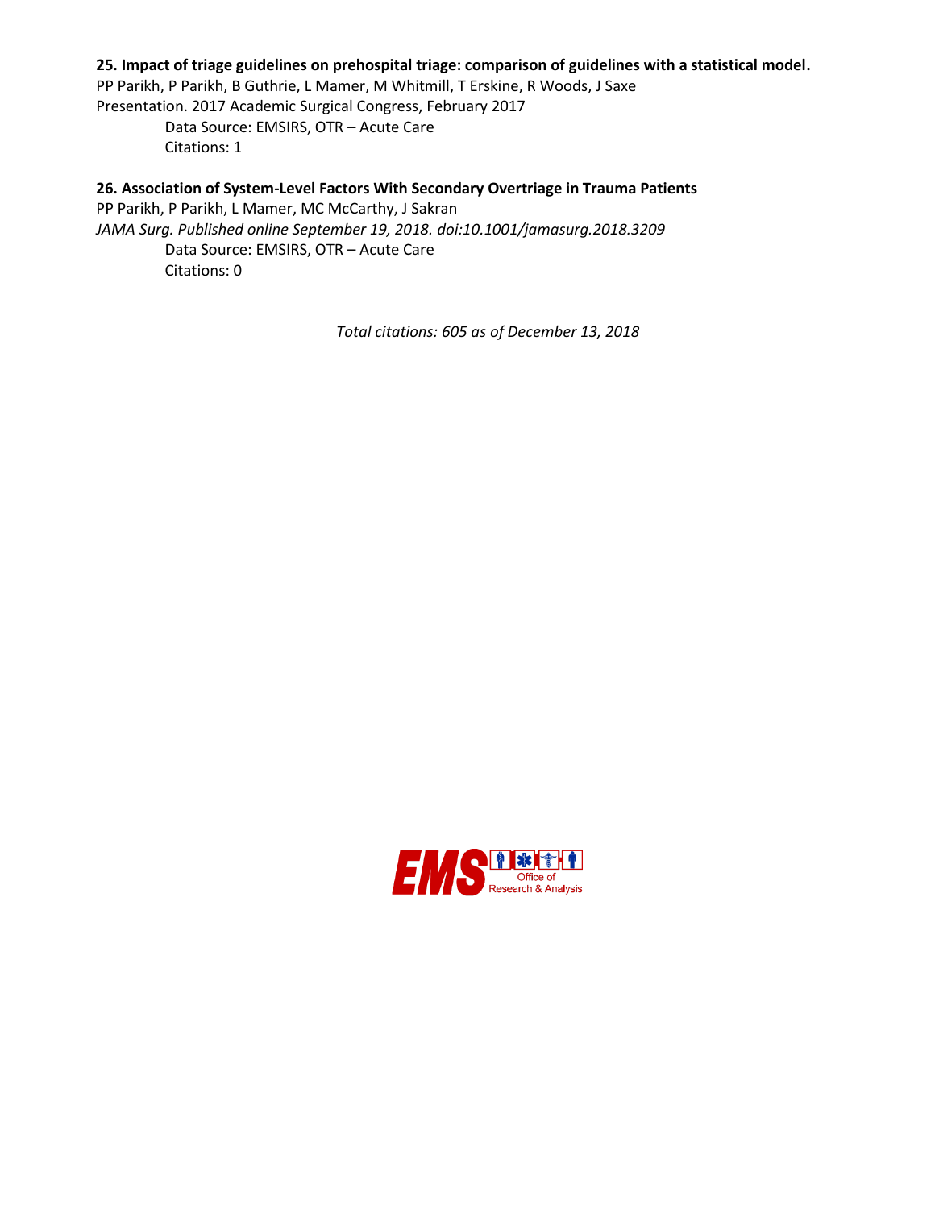**25. Impact of triage guidelines on prehospital triage: comparison of guidelines with a statistical model.**
PP Parikh, P Parikh, B Guthrie, L Mamer, M Whitmill, T Erskine, R Woods, J Saxe
Presentation. 2017 Academic Surgical Congress, February 2017

Data Source: EMSIRS, OTR – Acute Care
Citations: 1

**26. Association of System-Level Factors With Secondary Overtriage in Trauma Patients**
PP Parikh, P Parikh, L Mamer, MC McCarthy, J Sakran
*JAMA Surg. Published online September 19, 2018. doi:10.1001/jamasurg.2018.3209*

Data Source: EMSIRS, OTR – Acute Care
Citations: 0

*Total citations: 605 as of December 13, 2018*

EMS Office of Research & Analysis